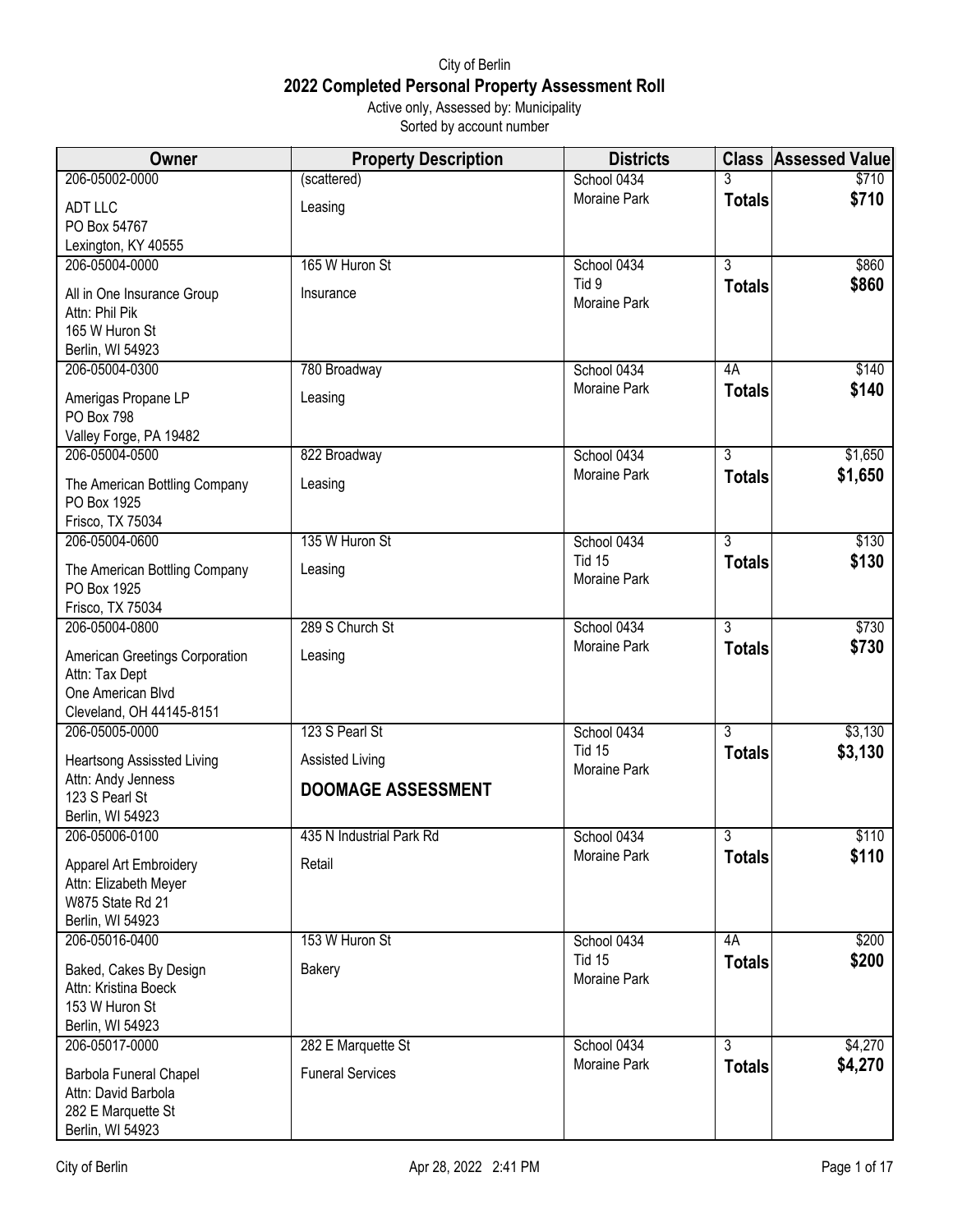# City of Berlin

## 2022 Completed Personal Property Assessment Roll

Active only, Assessed by: Municipality

Sorted by account number

| Owner | Property Description | Districts | Class | Assessed Value |
|---|---|---|---|---|
| 206-05002-0000<br>ADT LLC<br>PO Box 54767<br>Lexington, KY 40555 | (scattered)<br>Leasing | School 0434<br>Moraine Park | 3<br>**Totals** | $710<br>**$710** |
| 206-05004-0000<br>All in One Insurance Group<br>Attn: Phil Pik<br>165 W Huron St<br>Berlin, WI 54923 | 165 W Huron St<br>Insurance | School 0434<br>Tid 9<br>Moraine Park | 3<br>**Totals** | $860<br>**$860** |
| 206-05004-0300<br>Amerigas Propane LP<br>PO Box 798<br>Valley Forge, PA 19482 | 780 Broadway<br>Leasing | School 0434<br>Moraine Park | 4A<br>**Totals** | $140<br>**$140** |
| 206-05004-0500<br>The American Bottling Company<br>PO Box 1925<br>Frisco, TX 75034 | 822 Broadway<br>Leasing | School 0434<br>Moraine Park | 3<br>**Totals** | $1,650<br>**$1,650** |
| 206-05004-0600<br>The American Bottling Company<br>PO Box 1925<br>Frisco, TX 75034 | 135 W Huron St<br>Leasing | School 0434<br>Tid 15<br>Moraine Park | 3<br>**Totals** | $130<br>**$130** |
| 206-05004-0800<br>American Greetings Corporation<br>Attn: Tax Dept<br>One American Blvd<br>Cleveland, OH 44145-8151 | 289 S Church St<br>Leasing | School 0434<br>Moraine Park | 3<br>**Totals** | $730<br>**$730** |
| 206-05005-0000<br>Heartsong Assissted Living<br>Attn: Andy Jenness<br>123 S Pearl St<br>Berlin, WI 54923 | 123 S Pearl St<br>Assisted Living<br>**DOOMAGE ASSESSMENT** | School 0434<br>Tid 15<br>Moraine Park | 3<br>**Totals** | $3,130<br>**$3,130** |
| 206-05006-0100<br>Apparel Art Embroidery<br>Attn: Elizabeth Meyer<br>W875 State Rd 21<br>Berlin, WI 54923 | 435 N Industrial Park Rd<br>Retail | School 0434<br>Moraine Park | 3<br>**Totals** | $110<br>**$110** |
| 206-05016-0400<br>Baked, Cakes By Design<br>Attn: Kristina Boeck<br>153 W Huron St<br>Berlin, WI 54923 | 153 W Huron St<br>Bakery | School 0434<br>Tid 15<br>Moraine Park | 4A<br>**Totals** | $200<br>**$200** |
| 206-05017-0000<br>Barbola Funeral Chapel<br>Attn: David Barbola<br>282 E Marquette St<br>Berlin, WI 54923 | 282 E Marquette St<br>Funeral Services | School 0434<br>Moraine Park | 3<br>**Totals** | $4,270<br>**$4,270** |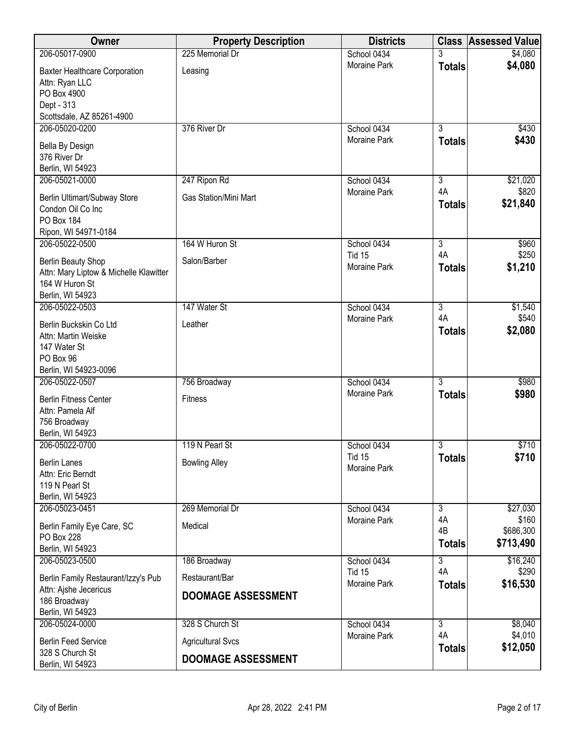| Owner | Property Description | Districts | Class | Assessed Value |
|---|---|---|---|---|
| 206-05017-0900<br>Baxter Healthcare Corporation<br>Attn: Ryan LLC<br>PO Box 4900<br>Dept - 313<br>Scottsdale, AZ 85261-4900 | 225 Memorial Dr<br>Leasing | School 0434<br>Moraine Park | 3<br>**Totals** | $4,080<br>**$4,080** |
| 206-05020-0200<br>Bella By Design<br>376 River Dr<br>Berlin, WI 54923 | 376 River Dr | School 0434<br>Moraine Park | 3<br>**Totals** | $430<br>**$430** |
| 206-05021-0000<br>Berlin Ultimart/Subway Store<br>Condon Oil Co Inc<br>PO Box 184<br>Ripon, WI 54971-0184 | 247 Ripon Rd<br>Gas Station/Mini Mart | School 0434<br>Moraine Park | 3<br>4A<br>**Totals** | $21,020<br>$820<br>**$21,840** |
| 206-05022-0500<br>Berlin Beauty Shop<br>Attn: Mary Liptow & Michelle Klawitter<br>164 W Huron St<br>Berlin, WI 54923 | 164 W Huron St<br>Salon/Barber | School 0434<br>Tid 15<br>Moraine Park | 3<br>4A<br>**Totals** | $960<br>$250<br>**$1,210** |
| 206-05022-0503<br>Berlin Buckskin Co Ltd<br>Attn: Martin Weiske<br>147 Water St<br>PO Box 96<br>Berlin, WI 54923-0096 | 147 Water St<br>Leather | School 0434<br>Moraine Park | 3<br>4A<br>**Totals** | $1,540<br>$540<br>**$2,080** |
| 206-05022-0507<br>Berlin Fitness Center<br>Attn: Pamela Alf<br>756 Broadway<br>Berlin, WI 54923 | 756 Broadway<br>Fitness | School 0434<br>Moraine Park | 3<br>**Totals** | $980<br>**$980** |
| 206-05022-0700<br>Berlin Lanes<br>Attn: Eric Berndt<br>119 N Pearl St<br>Berlin, WI 54923 | 119 N Pearl St<br>Bowling Alley | School 0434<br>Tid 15<br>Moraine Park | 3<br>**Totals** | $710<br>**$710** |
| 206-05023-0451<br>Berlin Family Eye Care, SC<br>PO Box 228<br>Berlin, WI 54923 | 269 Memorial Dr<br>Medical | School 0434<br>Moraine Park | 3<br>4A<br>4B<br>**Totals** | $27,030<br>$160<br>$686,300<br>**$713,490** |
| 206-05023-0500<br>Berlin Family Restaurant/Izzy's Pub<br>Attn: Ajshe Jecericus<br>186 Broadway<br>Berlin, WI 54923 | 186 Broadway<br>Restaurant/Bar<br>**DOOMAGE ASSESSMENT** | School 0434<br>Tid 15<br>Moraine Park | 3<br>4A<br>**Totals** | $16,240<br>$290<br>**$16,530** |
| 206-05024-0000<br>Berlin Feed Service<br>328 S Church St<br>Berlin, WI 54923 | 328 S Church St<br>Agricultural Svcs<br>**DOOMAGE ASSESSMENT** | School 0434<br>Moraine Park | 3<br>4A<br>**Totals** | $8,040<br>$4,010<br>**$12,050** |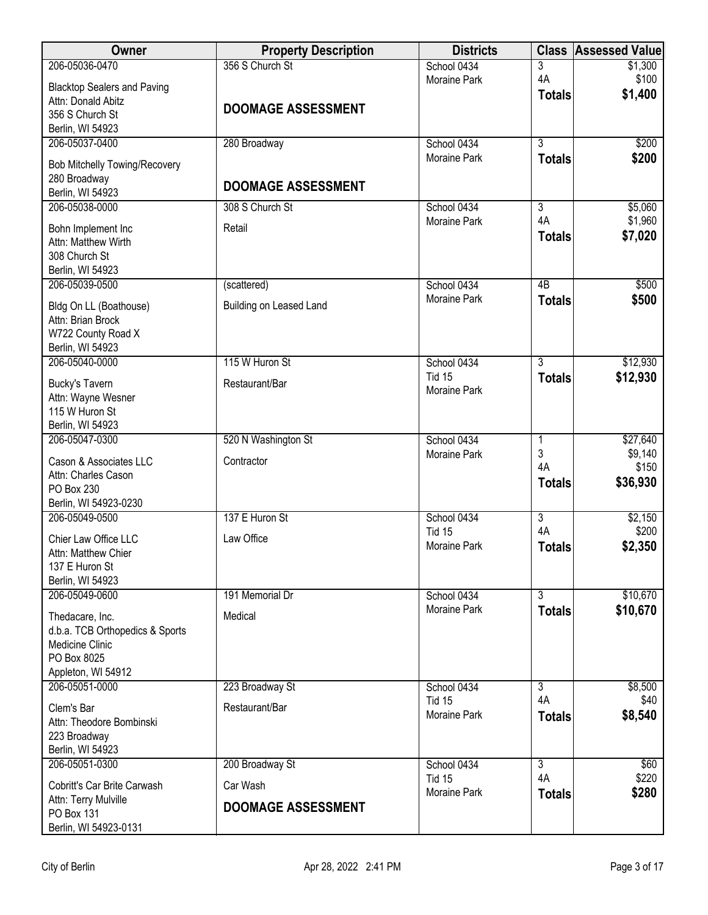| Owner | Property Description | Districts | Class | Assessed Value |
|---|---|---|---|---|
| 206-05036-0470<br>Blacktop Sealers and Paving<br>Attn: Donald Abitz<br>356 S Church St<br>Berlin, WI 54923 | 356 S Church St<br>**DOOMAGE ASSESSMENT** | School 0434<br>Moraine Park | 3<br>4A<br>**Totals** | $1,300<br>$100<br>**$1,400** |
| 206-05037-0400<br>Bob Mitchelly Towing/Recovery<br>280 Broadway<br>Berlin, WI 54923 | 280 Broadway<br>**DOOMAGE ASSESSMENT** | School 0434<br>Moraine Park | 3<br>**Totals** | $200<br>**$200** |
| 206-05038-0000<br>Bohn Implement Inc<br>Attn: Matthew Wirth<br>308 Church St<br>Berlin, WI 54923 | 308 S Church St<br>Retail | School 0434<br>Moraine Park | 3<br>4A<br>**Totals** | $5,060<br>$1,960<br>**$7,020** |
| 206-05039-0500<br>Bldg On LL (Boathouse)<br>Attn: Brian Brock<br>W722 County Road X<br>Berlin, WI 54923 | (scattered)<br>Building on Leased Land | School 0434<br>Moraine Park | 4B<br>**Totals** | $500<br>**$500** |
| 206-05040-0000<br>Bucky's Tavern<br>Attn: Wayne Wesner<br>115 W Huron St<br>Berlin, WI 54923 | 115 W Huron St<br>Restaurant/Bar | School 0434<br>Tid 15<br>Moraine Park | 3<br>**Totals** | $12,930<br>**$12,930** |
| 206-05047-0300<br>Cason & Associates LLC<br>Attn: Charles Cason<br>PO Box 230<br>Berlin, WI 54923-0230 | 520 N Washington St<br>Contractor | School 0434<br>Moraine Park | 1<br>3<br>4A<br>**Totals** | $27,640<br>$9,140<br>$150<br>**$36,930** |
| 206-05049-0500<br>Chier Law Office LLC<br>Attn: Matthew Chier<br>137 E Huron St<br>Berlin, WI 54923 | 137 E Huron St<br>Law Office | School 0434<br>Tid 15<br>Moraine Park | 3<br>4A<br>**Totals** | $2,150<br>$200<br>**$2,350** |
| 206-05049-0600<br>Thedacare, Inc.<br>d.b.a. TCB Orthopedics & Sports Medicine Clinic<br>PO Box 8025<br>Appleton, WI 54912 | 191 Memorial Dr<br>Medical | School 0434<br>Moraine Park | 3<br>**Totals** | $10,670<br>**$10,670** |
| 206-05051-0000<br>Clem's Bar<br>Attn: Theodore Bombinski<br>223 Broadway<br>Berlin, WI 54923 | 223 Broadway St<br>Restaurant/Bar | School 0434<br>Tid 15<br>Moraine Park | 3<br>4A<br>**Totals** | $8,500<br>$40<br>**$8,540** |
| 206-05051-0300<br>Cobritt's Car Brite Carwash<br>Attn: Terry Mulville<br>PO Box 131<br>Berlin, WI 54923-0131 | 200 Broadway St<br>Car Wash<br>**DOOMAGE ASSESSMENT** | School 0434<br>Tid 15<br>Moraine Park | 3<br>4A<br>**Totals** | $60<br>$220<br>**$280** |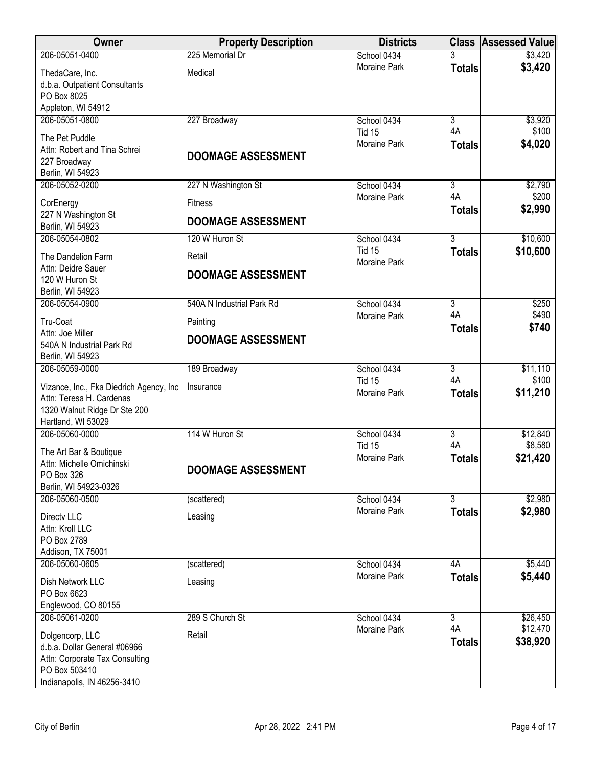| Owner | Property Description | Districts | Class | Assessed Value |
|---|---|---|---|---|
| 206-05051-0400<br>ThedaCare, Inc.<br>d.b.a. Outpatient Consultants<br>PO Box 8025<br>Appleton, WI 54912 | 225 Memorial Dr<br>Medical | School 0434<br>Moraine Park | 3<br>**Totals** | $3,420<br>**$3,420** |
| 206-05051-0800<br>The Pet Puddle<br>Attn: Robert and Tina Schrei<br>227 Broadway<br>Berlin, WI 54923 | 227 Broadway<br>**DOOMAGE ASSESSMENT** | School 0434<br>Tid 15<br>Moraine Park | 3<br>4A<br>**Totals** | $3,920<br>$100<br>**$4,020** |
| 206-05052-0200<br>CorEnergy<br>227 N Washington St<br>Berlin, WI 54923 | 227 N Washington St<br>Fitness<br>**DOOMAGE ASSESSMENT** | School 0434<br>Moraine Park | 3<br>4A<br>**Totals** | $2,790<br>$200<br>**$2,990** |
| 206-05054-0802<br>The Dandelion Farm<br>Attn: Deidre Sauer<br>120 W Huron St<br>Berlin, WI 54923 | 120 W Huron St<br>Retail<br>**DOOMAGE ASSESSMENT** | School 0434<br>Tid 15<br>Moraine Park | 3<br>**Totals** | $10,600<br>**$10,600** |
| 206-05054-0900<br>Tru-Coat<br>Attn: Joe Miller<br>540A N Industrial Park Rd<br>Berlin, WI 54923 | 540A N Industrial Park Rd<br>Painting<br>**DOOMAGE ASSESSMENT** | School 0434<br>Moraine Park | 3<br>4A<br>**Totals** | $250<br>$490<br>**$740** |
| 206-05059-0000<br>Vizance, Inc., Fka Diedrich Agency, Inc<br>Attn: Teresa H. Cardenas<br>1320 Walnut Ridge Dr Ste 200<br>Hartland, WI 53029 | 189 Broadway<br>Insurance | School 0434<br>Tid 15<br>Moraine Park | 3<br>4A<br>**Totals** | $11,110<br>$100<br>**$11,210** |
| 206-05060-0000<br>The Art Bar & Boutique<br>Attn: Michelle Omichinski<br>PO Box 326<br>Berlin, WI 54923-0326 | 114 W Huron St<br>**DOOMAGE ASSESSMENT** | School 0434<br>Tid 15<br>Moraine Park | 3<br>4A<br>**Totals** | $12,840<br>$8,580<br>**$21,420** |
| 206-05060-0500<br>Directv LLC<br>Attn: Kroll LLC<br>PO Box 2789<br>Addison, TX 75001 | (scattered)<br>Leasing | School 0434<br>Moraine Park | 3<br>**Totals** | $2,980<br>**$2,980** |
| 206-05060-0605<br>Dish Network LLC<br>PO Box 6623<br>Englewood, CO 80155 | (scattered)<br>Leasing | School 0434<br>Moraine Park | 4A<br>**Totals** | $5,440<br>**$5,440** |
| 206-05061-0200<br>Dolgencorp, LLC<br>d.b.a. Dollar General #06966<br>Attn: Corporate Tax Consulting<br>PO Box 503410<br>Indianapolis, IN 46256-3410 | 289 S Church St<br>Retail | School 0434<br>Moraine Park | 3<br>4A<br>**Totals** | $26,450<br>$12,470<br>**$38,920** |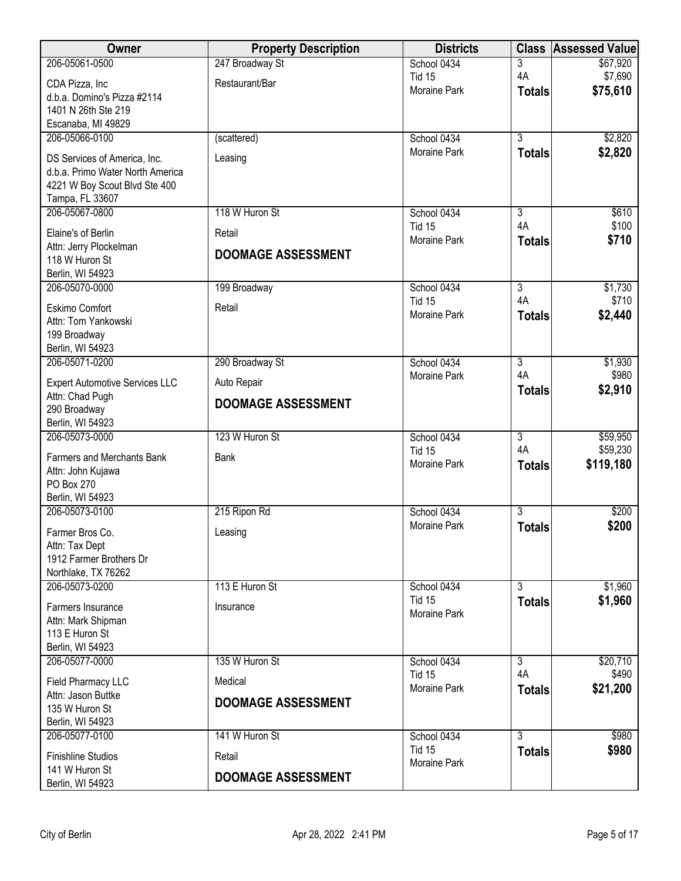| Owner | Property Description | Districts | Class | Assessed Value |
|---|---|---|---|---|
| 206-05061-0500<br>CDA Pizza, Inc<br>d.b.a. Domino's Pizza #2114<br>1401 N 26th Ste 219<br>Escanaba, MI 49829 | 247 Broadway St<br>Restaurant/Bar | School 0434<br>Tid 15<br>Moraine Park | 3<br>4A<br>**Totals** | $67,920<br>$7,690<br>**$75,610** |
| 206-05066-0100<br>DS Services of America, Inc.<br>d.b.a. Primo Water North America<br>4221 W Boy Scout Blvd Ste 400<br>Tampa, FL 33607 | (scattered)<br>Leasing | School 0434<br>Moraine Park | 3<br>**Totals** | $2,820<br>**$2,820** |
| 206-05067-0800<br>Elaine's of Berlin<br>Attn: Jerry Plockelman<br>118 W Huron St<br>Berlin, WI 54923 | 118 W Huron St<br>Retail<br>**DOOMAGE ASSESSMENT** | School 0434<br>Tid 15<br>Moraine Park | 3<br>4A<br>**Totals** | $610<br>$100<br>**$710** |
| 206-05070-0000<br>Eskimo Comfort<br>Attn: Tom Yankowski<br>199 Broadway<br>Berlin, WI 54923 | 199 Broadway<br>Retail | School 0434<br>Tid 15<br>Moraine Park | 3<br>4A<br>**Totals** | $1,730<br>$710<br>**$2,440** |
| 206-05071-0200<br>Expert Automotive Services LLC<br>Attn: Chad Pugh<br>290 Broadway<br>Berlin, WI 54923 | 290 Broadway St<br>Auto Repair<br>**DOOMAGE ASSESSMENT** | School 0434<br>Moraine Park | 3<br>4A<br>**Totals** | $1,930<br>$980<br>**$2,910** |
| 206-05073-0000<br>Farmers and Merchants Bank<br>Attn: John Kujawa<br>PO Box 270<br>Berlin, WI 54923 | 123 W Huron St<br>Bank | School 0434<br>Tid 15<br>Moraine Park | 3<br>4A<br>**Totals** | $59,950<br>$59,230<br>**$119,180** |
| 206-05073-0100<br>Farmer Bros Co.<br>Attn: Tax Dept<br>1912 Farmer Brothers Dr<br>Northlake, TX 76262 | 215 Ripon Rd<br>Leasing | School 0434<br>Moraine Park | 3<br>**Totals** | $200<br>**$200** |
| 206-05073-0200<br>Farmers Insurance<br>Attn: Mark Shipman<br>113 E Huron St<br>Berlin, WI 54923 | 113 E Huron St<br>Insurance | School 0434<br>Tid 15<br>Moraine Park | 3<br>**Totals** | $1,960<br>**$1,960** |
| 206-05077-0000<br>Field Pharmacy LLC<br>Attn: Jason Buttke<br>135 W Huron St<br>Berlin, WI 54923 | 135 W Huron St<br>Medical<br>**DOOMAGE ASSESSMENT** | School 0434<br>Tid 15<br>Moraine Park | 3<br>4A<br>**Totals** | $20,710<br>$490<br>**$21,200** |
| 206-05077-0100<br>Finishline Studios<br>141 W Huron St<br>Berlin, WI 54923 | 141 W Huron St<br>Retail<br>**DOOMAGE ASSESSMENT** | School 0434<br>Tid 15<br>Moraine Park | 3<br>**Totals** | $980<br>**$980** |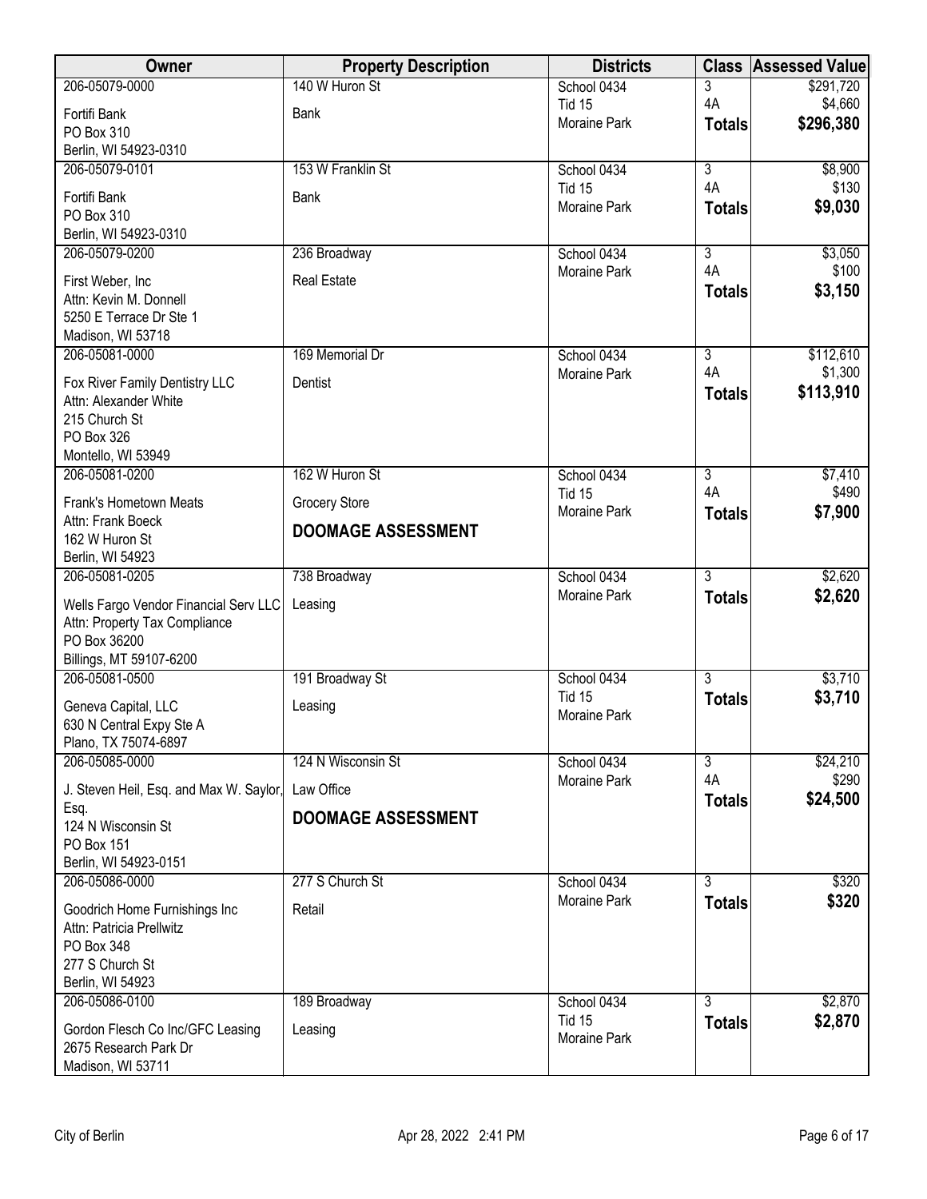| Owner | Property Description | Districts | Class | Assessed Value |
|---|---|---|---|---|
| 206-05079-0000<br>Fortifi Bank<br>PO Box 310<br>Berlin, WI 54923-0310 | 140 W Huron St<br>Bank | School 0434<br>Tid 15<br>Moraine Park | 3<br>4A<br>**Totals** | $291,720<br>$4,660<br>**$296,380** |
| 206-05079-0101<br>Fortifi Bank<br>PO Box 310<br>Berlin, WI 54923-0310 | 153 W Franklin St<br>Bank | School 0434<br>Tid 15<br>Moraine Park | 3<br>4A<br>**Totals** | $8,900<br>$130<br>**$9,030** |
| 206-05079-0200<br>First Weber, Inc<br>Attn: Kevin M. Donnell<br>5250 E Terrace Dr Ste 1<br>Madison, WI 53718 | 236 Broadway<br>Real Estate | School 0434<br>Moraine Park | 3<br>4A<br>**Totals** | $3,050<br>$100<br>**$3,150** |
| 206-05081-0000<br>Fox River Family Dentistry LLC<br>Attn: Alexander White<br>215 Church St<br>PO Box 326<br>Montello, WI 53949 | 169 Memorial Dr<br>Dentist | School 0434<br>Moraine Park | 3<br>4A<br>**Totals** | $112,610<br>$1,300<br>**$113,910** |
| 206-05081-0200<br>Frank's Hometown Meats<br>Attn: Frank Boeck<br>162 W Huron St<br>Berlin, WI 54923 | 162 W Huron St<br>Grocery Store<br>**DOOMAGE ASSESSMENT** | School 0434<br>Tid 15<br>Moraine Park | 3<br>4A<br>**Totals** | $7,410<br>$490<br>**$7,900** |
| 206-05081-0205<br>Wells Fargo Vendor Financial Serv LLC<br>Attn: Property Tax Compliance<br>PO Box 36200<br>Billings, MT 59107-6200 | 738 Broadway<br>Leasing | School 0434<br>Moraine Park | 3<br>**Totals** | $2,620<br>**$2,620** |
| 206-05081-0500<br>Geneva Capital, LLC<br>630 N Central Expy Ste A<br>Plano, TX 75074-6897 | 191 Broadway St<br>Leasing | School 0434<br>Tid 15<br>Moraine Park | 3<br>**Totals** | $3,710<br>**$3,710** |
| 206-05085-0000<br>J. Steven Heil, Esq. and Max W. Saylor, Esq.<br>124 N Wisconsin St<br>PO Box 151<br>Berlin, WI 54923-0151 | 124 N Wisconsin St<br>Law Office<br>**DOOMAGE ASSESSMENT** | School 0434<br>Moraine Park | 3<br>4A<br>**Totals** | $24,210<br>$290<br>**$24,500** |
| 206-05086-0000<br>Goodrich Home Furnishings Inc<br>Attn: Patricia Prellwitz<br>PO Box 348<br>277 S Church St<br>Berlin, WI 54923 | 277 S Church St<br>Retail | School 0434<br>Moraine Park | 3<br>**Totals** | $320<br>**$320** |
| 206-05086-0100<br>Gordon Flesch Co Inc/GFC Leasing<br>2675 Research Park Dr<br>Madison, WI 53711 | 189 Broadway<br>Leasing | School 0434<br>Tid 15<br>Moraine Park | 3<br>**Totals** | $2,870<br>**$2,870** |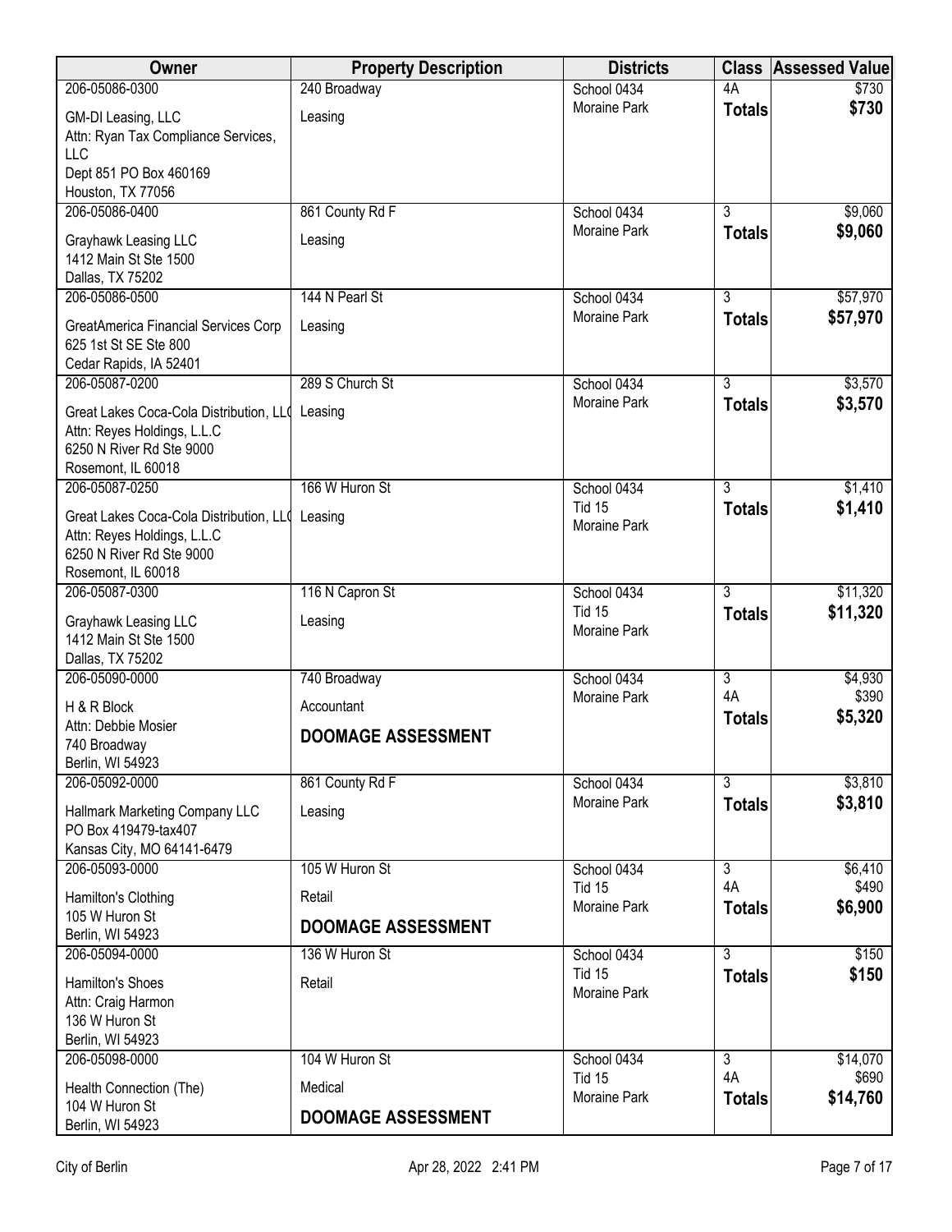| Owner | Property Description | Districts | Class | Assessed Value |
|---|---|---|---|---|
| 206-05086-0300<br>GM-DI Leasing, LLC<br>Attn: Ryan Tax Compliance Services, LLC<br>Dept 851 PO Box 460169<br>Houston, TX 77056 | 240 Broadway<br>Leasing | School 0434<br>Moraine Park | 4A<br>**Totals** | $730<br>**$730** |
| 206-05086-0400<br>Grayhawk Leasing LLC<br>1412 Main St Ste 1500<br>Dallas, TX 75202 | 861 County Rd F<br>Leasing | School 0434<br>Moraine Park | 3<br>**Totals** | $9,060<br>**$9,060** |
| 206-05086-0500<br>GreatAmerica Financial Services Corp<br>625 1st St SE Ste 800<br>Cedar Rapids, IA 52401 | 144 N Pearl St<br>Leasing | School 0434<br>Moraine Park | 3<br>**Totals** | $57,970<br>**$57,970** |
| 206-05087-0200<br>Great Lakes Coca-Cola Distribution, LLC<br>Attn: Reyes Holdings, L.L.C<br>6250 N River Rd Ste 9000<br>Rosemont, IL 60018 | 289 S Church St<br>Leasing | School 0434<br>Moraine Park | 3<br>**Totals** | $3,570<br>**$3,570** |
| 206-05087-0250<br>Great Lakes Coca-Cola Distribution, LLC<br>Attn: Reyes Holdings, L.L.C<br>6250 N River Rd Ste 9000<br>Rosemont, IL 60018 | 166 W Huron St<br>Leasing | School 0434<br>Tid 15<br>Moraine Park | 3<br>**Totals** | $1,410<br>**$1,410** |
| 206-05087-0300<br>Grayhawk Leasing LLC<br>1412 Main St Ste 1500<br>Dallas, TX 75202 | 116 N Capron St<br>Leasing | School 0434<br>Tid 15<br>Moraine Park | 3<br>**Totals** | $11,320<br>**$11,320** |
| 206-05090-0000<br>H & R Block<br>Attn: Debbie Mosier<br>740 Broadway<br>Berlin, WI 54923 | 740 Broadway<br>Accountant<br>**DOOMAGE ASSESSMENT** | School 0434<br>Moraine Park | 3<br>4A<br>**Totals** | $4,930<br>$390<br>**$5,320** |
| 206-05092-0000<br>Hallmark Marketing Company LLC<br>PO Box 419479-tax407<br>Kansas City, MO 64141-6479 | 861 County Rd F<br>Leasing | School 0434<br>Moraine Park | 3<br>**Totals** | $3,810<br>**$3,810** |
| 206-05093-0000<br>Hamilton's Clothing<br>105 W Huron St<br>Berlin, WI 54923 | 105 W Huron St<br>Retail<br>**DOOMAGE ASSESSMENT** | School 0434<br>Tid 15<br>Moraine Park | 3<br>4A<br>**Totals** | $6,410<br>$490<br>**$6,900** |
| 206-05094-0000<br>Hamilton's Shoes<br>Attn: Craig Harmon<br>136 W Huron St<br>Berlin, WI 54923 | 136 W Huron St<br>Retail | School 0434<br>Tid 15<br>Moraine Park | 3<br>**Totals** | $150<br>**$150** |
| 206-05098-0000<br>Health Connection (The)<br>104 W Huron St<br>Berlin, WI 54923 | 104 W Huron St<br>Medical<br>**DOOMAGE ASSESSMENT** | School 0434<br>Tid 15<br>Moraine Park | 3<br>4A<br>**Totals** | $14,070<br>$690<br>**$14,760** |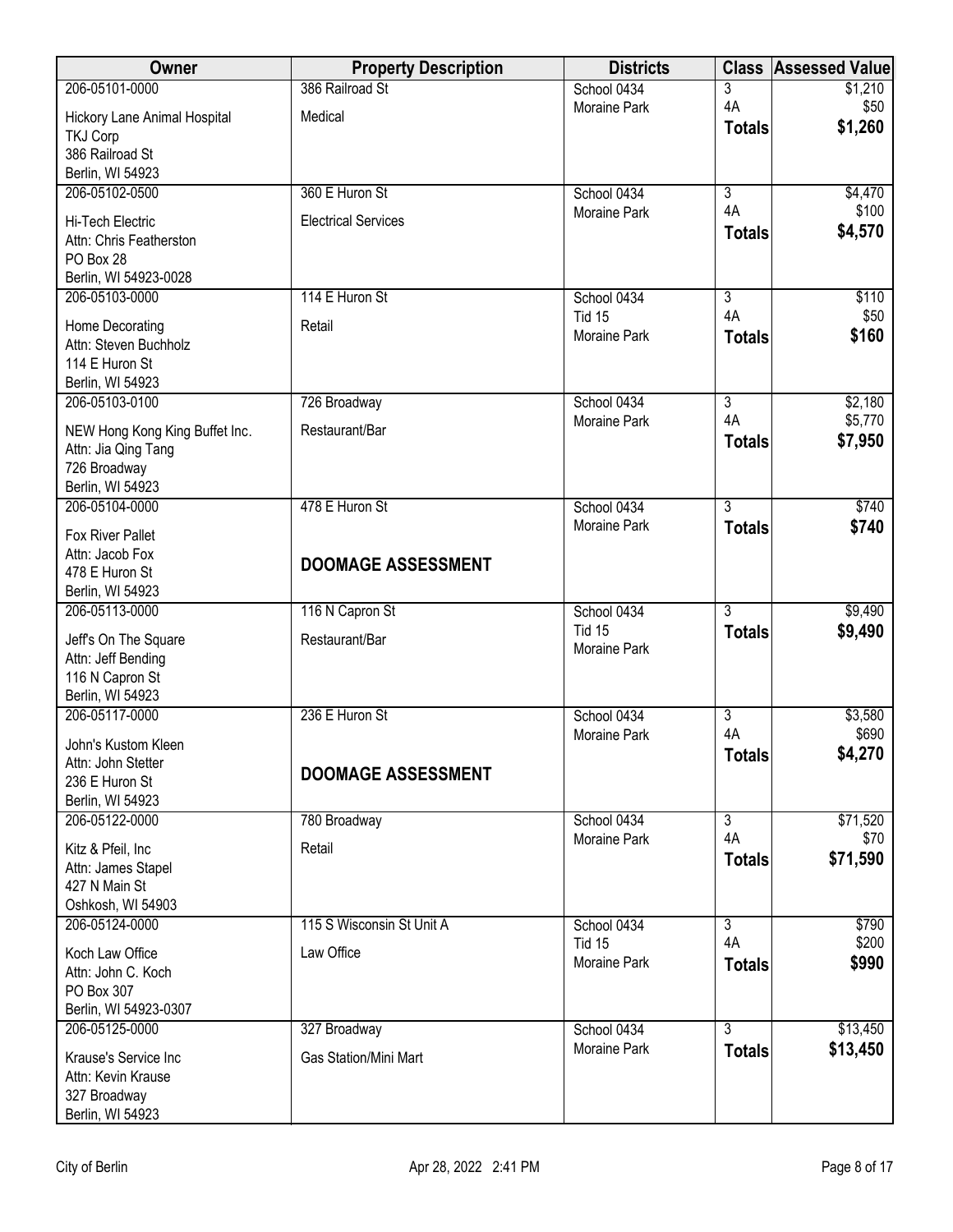| Owner | Property Description | Districts | Class | Assessed Value |
|---|---|---|---|---|
| 206-05101-0000<br>Hickory Lane Animal Hospital<br>TKJ Corp<br>386 Railroad St<br>Berlin, WI 54923 | 386 Railroad St<br>Medical | School 0434<br>Moraine Park | 3<br>4A<br>**Totals** | $1,210<br>$50<br>**$1,260** |
| 206-05102-0500<br>Hi-Tech Electric<br>Attn: Chris Featherston<br>PO Box 28<br>Berlin, WI 54923-0028 | 360 E Huron St<br>Electrical Services | School 0434<br>Moraine Park | 3<br>4A<br>**Totals** | $4,470<br>$100<br>**$4,570** |
| 206-05103-0000<br>Home Decorating<br>Attn: Steven Buchholz<br>114 E Huron St<br>Berlin, WI 54923 | 114 E Huron St<br>Retail | School 0434<br>Tid 15<br>Moraine Park | 3<br>4A<br>**Totals** | $110<br>$50<br>**$160** |
| 206-05103-0100<br>NEW Hong Kong King Buffet Inc.<br>Attn: Jia Qing Tang<br>726 Broadway<br>Berlin, WI 54923 | 726 Broadway<br>Restaurant/Bar | School 0434<br>Moraine Park | 3<br>4A<br>**Totals** | $2,180<br>$5,770<br>**$7,950** |
| 206-05104-0000<br>Fox River Pallet<br>Attn: Jacob Fox<br>478 E Huron St<br>Berlin, WI 54923 | 478 E Huron St<br>**DOOMAGE ASSESSMENT** | School 0434<br>Moraine Park | 3<br>**Totals** | $740<br>**$740** |
| 206-05113-0000<br>Jeff's On The Square<br>Attn: Jeff Bending<br>116 N Capron St<br>Berlin, WI 54923 | 116 N Capron St<br>Restaurant/Bar | School 0434<br>Tid 15<br>Moraine Park | 3<br>**Totals** | $9,490<br>**$9,490** |
| 206-05117-0000<br>John's Kustom Kleen<br>Attn: John Stetter<br>236 E Huron St<br>Berlin, WI 54923 | 236 E Huron St<br>**DOOMAGE ASSESSMENT** | School 0434<br>Moraine Park | 3<br>4A<br>**Totals** | $3,580<br>$690<br>**$4,270** |
| 206-05122-0000<br>Kitz & Pfeil, Inc<br>Attn: James Stapel<br>427 N Main St<br>Oshkosh, WI 54903 | 780 Broadway<br>Retail | School 0434<br>Moraine Park | 3<br>4A<br>**Totals** | $71,520<br>$70<br>**$71,590** |
| 206-05124-0000<br>Koch Law Office<br>Attn: John C. Koch<br>PO Box 307<br>Berlin, WI 54923-0307 | 115 S Wisconsin St Unit A<br>Law Office | School 0434<br>Tid 15<br>Moraine Park | 3<br>4A<br>**Totals** | $790<br>$200<br>**$990** |
| 206-05125-0000<br>Krause's Service Inc<br>Attn: Kevin Krause<br>327 Broadway<br>Berlin, WI 54923 | 327 Broadway<br>Gas Station/Mini Mart | School 0434<br>Moraine Park | 3<br>**Totals** | $13,450<br>**$13,450** |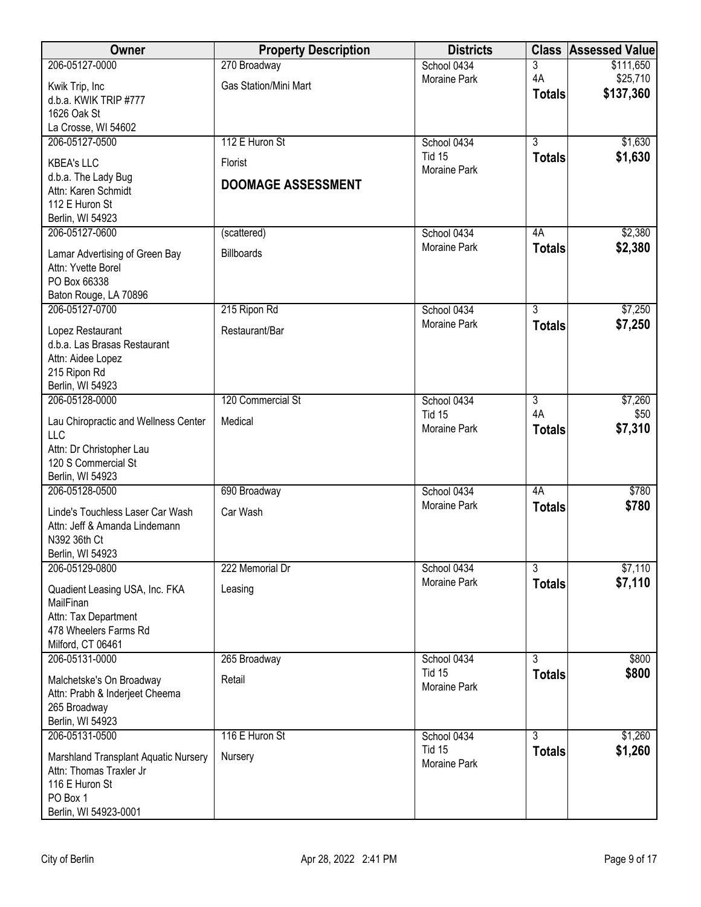| Owner | Property Description | Districts | Class | Assessed Value |
|---|---|---|---|---|
| 206-05127-0000<br>Kwik Trip, Inc<br>d.b.a. KWIK TRIP #777<br>1626 Oak St<br>La Crosse, WI 54602 | 270 Broadway<br>Gas Station/Mini Mart | School 0434<br>Moraine Park | 3<br>4A<br>**Totals** | $111,650<br>$25,710<br>**$137,360** |
| 206-05127-0500<br>KBEA's LLC<br>d.b.a. The Lady Bug<br>Attn: Karen Schmidt<br>112 E Huron St<br>Berlin, WI 54923 | 112 E Huron St<br>Florist<br>**DOOMAGE ASSESSMENT** | School 0434<br>Tid 15<br>Moraine Park | 3<br>**Totals** | $1,630<br>**$1,630** |
| 206-05127-0600<br>Lamar Advertising of Green Bay<br>Attn: Yvette Borel<br>PO Box 66338<br>Baton Rouge, LA 70896 | (scattered)<br>Billboards | School 0434<br>Moraine Park | 4A<br>**Totals** | $2,380<br>**$2,380** |
| 206-05127-0700<br>Lopez Restaurant<br>d.b.a. Las Brasas Restaurant<br>Attn: Aidee Lopez<br>215 Ripon Rd<br>Berlin, WI 54923 | 215 Ripon Rd<br>Restaurant/Bar | School 0434<br>Moraine Park | 3<br>**Totals** | $7,250<br>**$7,250** |
| 206-05128-0000<br>Lau Chiropractic and Wellness Center LLC<br>Attn: Dr Christopher Lau<br>120 S Commercial St<br>Berlin, WI 54923 | 120 Commercial St<br>Medical | School 0434<br>Tid 15<br>Moraine Park | 3<br>4A<br>**Totals** | $7,260<br>$50<br>**$7,310** |
| 206-05128-0500<br>Linde's Touchless Laser Car Wash<br>Attn: Jeff & Amanda Lindemann<br>N392 36th Ct<br>Berlin, WI 54923 | 690 Broadway<br>Car Wash | School 0434<br>Moraine Park | 4A<br>**Totals** | $780<br>**$780** |
| 206-05129-0800<br>Quadient Leasing USA, Inc. FKA MailFinan<br>Attn: Tax Department<br>478 Wheelers Farms Rd<br>Milford, CT 06461 | 222 Memorial Dr<br>Leasing | School 0434<br>Moraine Park | 3<br>**Totals** | $7,110<br>**$7,110** |
| 206-05131-0000<br>Malchetske's On Broadway<br>Attn: Prabh & Inderjeet Cheema<br>265 Broadway<br>Berlin, WI 54923 | 265 Broadway<br>Retail | School 0434<br>Tid 15<br>Moraine Park | 3<br>**Totals** | $800<br>**$800** |
| 206-05131-0500<br>Marshland Transplant Aquatic Nursery<br>Attn: Thomas Traxler Jr<br>116 E Huron St<br>PO Box 1<br>Berlin, WI 54923-0001 | 116 E Huron St<br>Nursery | School 0434<br>Tid 15<br>Moraine Park | 3<br>**Totals** | $1,260<br>**$1,260** |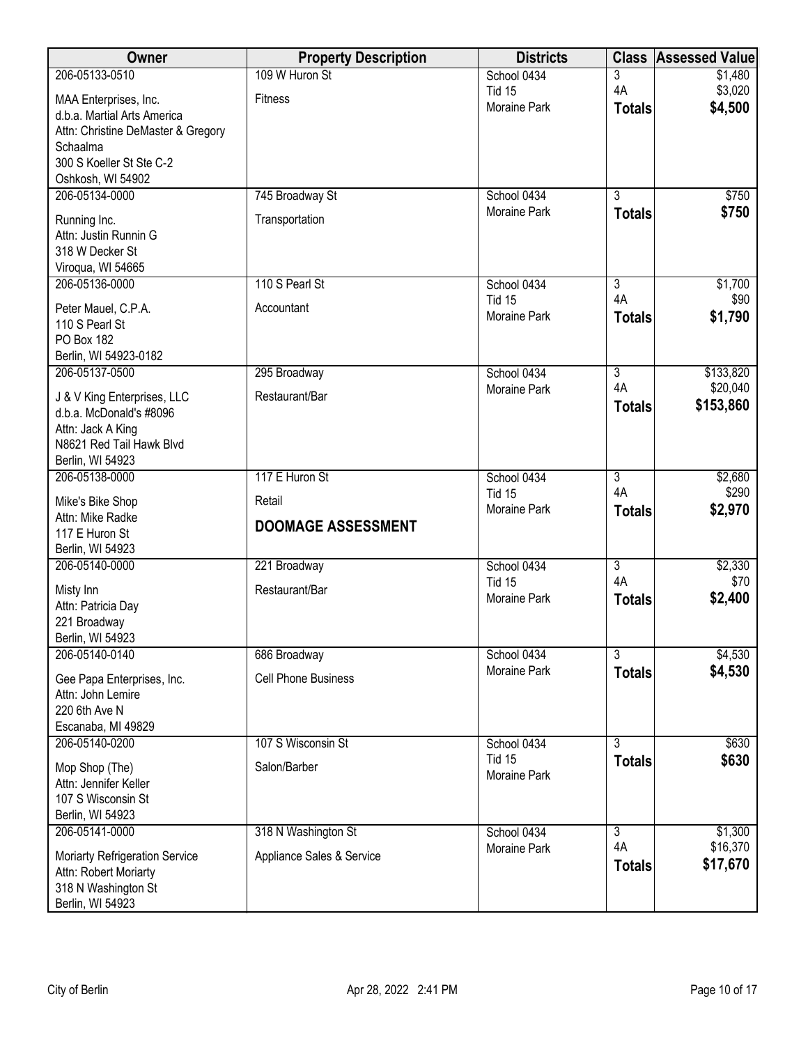| Owner | Property Description | Districts | Class | Assessed Value |
|---|---|---|---|---|
| 206-05133-0510<br>MAA Enterprises, Inc.<br>d.b.a. Martial Arts America<br>Attn: Christine DeMaster & Gregory Schaalma<br>300 S Koeller St Ste C-2<br>Oshkosh, WI 54902 | 109 W Huron St<br>Fitness | School 0434<br>Tid 15<br>Moraine Park | 3<br>4A<br>**Totals** | $1,480<br>$3,020<br>**$4,500** |
| 206-05134-0000<br>Running Inc.<br>Attn: Justin Runnin G<br>318 W Decker St<br>Viroqua, WI 54665 | 745 Broadway St<br>Transportation | School 0434<br>Moraine Park | 3<br>**Totals** | $750<br>**$750** |
| 206-05136-0000<br>Peter Mauel, C.P.A.<br>110 S Pearl St<br>PO Box 182<br>Berlin, WI 54923-0182 | 110 S Pearl St<br>Accountant | School 0434<br>Tid 15<br>Moraine Park | 3<br>4A<br>**Totals** | $1,700<br>$90<br>**$1,790** |
| 206-05137-0500<br>J & V King Enterprises, LLC<br>d.b.a. McDonald's #8096<br>Attn: Jack A King<br>N8621 Red Tail Hawk Blvd<br>Berlin, WI 54923 | 295 Broadway<br>Restaurant/Bar | School 0434<br>Moraine Park | 3<br>4A<br>**Totals** | $133,820<br>$20,040<br>**$153,860** |
| 206-05138-0000<br>Mike's Bike Shop<br>Attn: Mike Radke<br>117 E Huron St<br>Berlin, WI 54923 | 117 E Huron St<br>Retail<br>**DOOMAGE ASSESSMENT** | School 0434<br>Tid 15<br>Moraine Park | 3<br>4A<br>**Totals** | $2,680<br>$290<br>**$2,970** |
| 206-05140-0000<br>Misty Inn<br>Attn: Patricia Day<br>221 Broadway<br>Berlin, WI 54923 | 221 Broadway<br>Restaurant/Bar | School 0434<br>Tid 15<br>Moraine Park | 3<br>4A<br>**Totals** | $2,330<br>$70<br>**$2,400** |
| 206-05140-0140<br>Gee Papa Enterprises, Inc.<br>Attn: John Lemire<br>220 6th Ave N<br>Escanaba, MI 49829 | 686 Broadway<br>Cell Phone Business | School 0434<br>Moraine Park | 3<br>**Totals** | $4,530<br>**$4,530** |
| 206-05140-0200<br>Mop Shop (The)<br>Attn: Jennifer Keller<br>107 S Wisconsin St<br>Berlin, WI 54923 | 107 S Wisconsin St<br>Salon/Barber | School 0434<br>Tid 15<br>Moraine Park | 3<br>**Totals** | $630<br>**$630** |
| 206-05141-0000<br>Moriarty Refrigeration Service<br>Attn: Robert Moriarty<br>318 N Washington St<br>Berlin, WI 54923 | 318 N Washington St<br>Appliance Sales & Service | School 0434<br>Moraine Park | 3<br>4A<br>**Totals** | $1,300<br>$16,370<br>**$17,670** |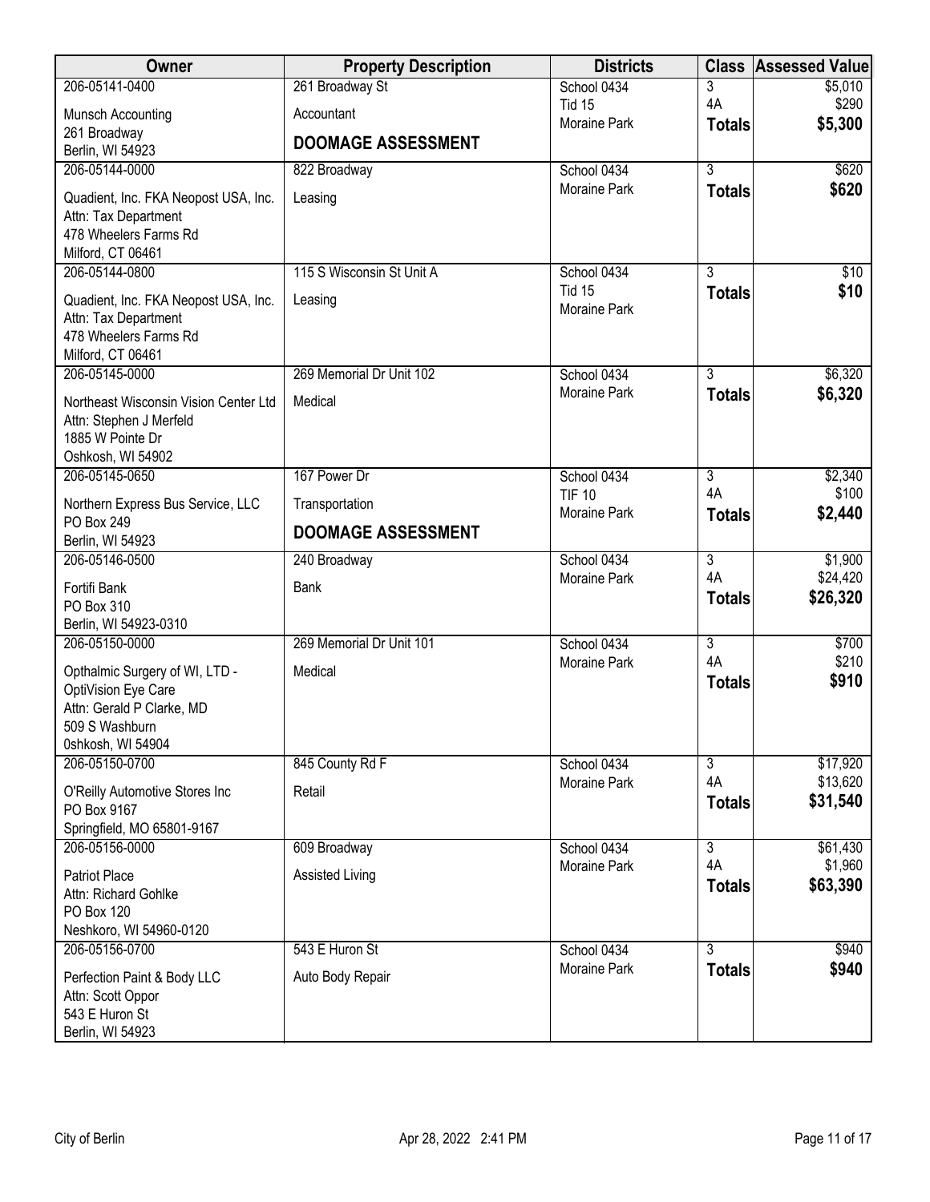| Owner | Property Description | Districts | Class | Assessed Value |
|---|---|---|---|---|
| 206-05141-0400<br>Munsch Accounting<br>261 Broadway<br>Berlin, WI 54923 | 261 Broadway St<br>Accountant<br>**DOOMAGE ASSESSMENT** | School 0434<br>Tid 15<br>Moraine Park | 3<br>4A<br>**Totals** | $5,010<br>$290<br>**$5,300** |
| 206-05144-0000<br>Quadient, Inc. FKA Neopost USA, Inc.<br>Attn: Tax Department<br>478 Wheelers Farms Rd<br>Milford, CT 06461 | 822 Broadway<br>Leasing | School 0434<br>Moraine Park | 3<br>**Totals** | $620<br>**$620** |
| 206-05144-0800<br>Quadient, Inc. FKA Neopost USA, Inc.<br>Attn: Tax Department<br>478 Wheelers Farms Rd<br>Milford, CT 06461 | 115 S Wisconsin St Unit A<br>Leasing | School 0434<br>Tid 15<br>Moraine Park | 3<br>**Totals** | $10<br>**$10** |
| 206-05145-0000<br>Northeast Wisconsin Vision Center Ltd<br>Attn: Stephen J Merfeld<br>1885 W Pointe Dr<br>Oshkosh, WI 54902 | 269 Memorial Dr Unit 102<br>Medical | School 0434<br>Moraine Park | 3<br>**Totals** | $6,320<br>**$6,320** |
| 206-05145-0650<br>Northern Express Bus Service, LLC<br>PO Box 249<br>Berlin, WI 54923 | 167 Power Dr<br>Transportation<br>**DOOMAGE ASSESSMENT** | School 0434<br>TIF 10<br>Moraine Park | 3<br>4A<br>**Totals** | $2,340<br>$100<br>**$2,440** |
| 206-05146-0500<br>Fortifi Bank<br>PO Box 310<br>Berlin, WI 54923-0310 | 240 Broadway<br>Bank | School 0434<br>Moraine Park | 3<br>4A<br>**Totals** | $1,900<br>$24,420<br>**$26,320** |
| 206-05150-0000<br>Opthalmic Surgery of WI, LTD -<br>OptiVision Eye Care<br>Attn: Gerald P Clarke, MD<br>509 S Washburn<br>0shkosh, WI 54904 | 269 Memorial Dr Unit 101<br>Medical | School 0434<br>Moraine Park | 3<br>4A<br>**Totals** | $700<br>$210<br>**$910** |
| 206-05150-0700<br>O'Reilly Automotive Stores Inc<br>PO Box 9167<br>Springfield, MO 65801-9167 | 845 County Rd F<br>Retail | School 0434<br>Moraine Park | 3<br>4A<br>**Totals** | $17,920<br>$13,620<br>**$31,540** |
| 206-05156-0000<br>Patriot Place<br>Attn: Richard Gohlke<br>PO Box 120<br>Neshkoro, WI 54960-0120 | 609 Broadway<br>Assisted Living | School 0434<br>Moraine Park | 3<br>4A<br>**Totals** | $61,430<br>$1,960<br>**$63,390** |
| 206-05156-0700<br>Perfection Paint & Body LLC<br>Attn: Scott Oppor<br>543 E Huron St<br>Berlin, WI 54923 | 543 E Huron St<br>Auto Body Repair | School 0434<br>Moraine Park | 3<br>**Totals** | $940<br>**$940** |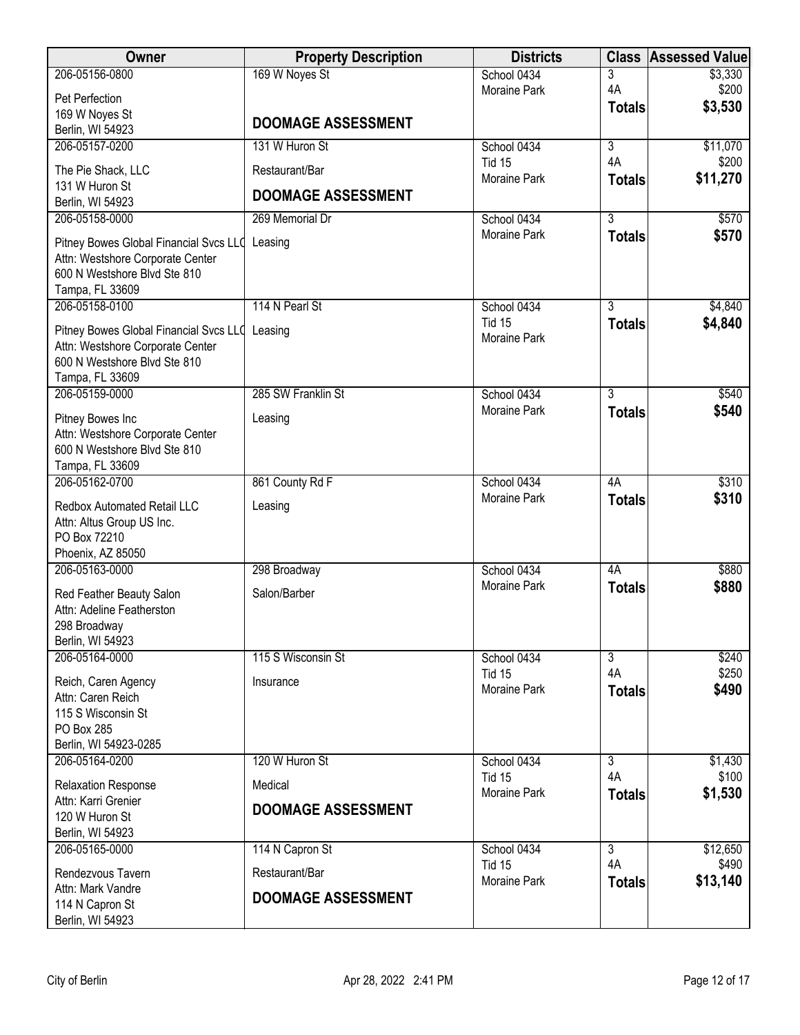| Owner | Property Description | Districts | Class | Assessed Value |
|---|---|---|---|---|
| 206-05156-0800<br>Pet Perfection<br>169 W Noyes St<br>Berlin, WI 54923 | 169 W Noyes St<br>**DOOMAGE ASSESSMENT** | School 0434<br>Moraine Park | 3<br>4A<br>**Totals** | $3,330<br>$200<br>**$3,530** |
| 206-05157-0200<br>The Pie Shack, LLC<br>131 W Huron St<br>Berlin, WI 54923 | 131 W Huron St<br>Restaurant/Bar<br>**DOOMAGE ASSESSMENT** | School 0434<br>Tid 15<br>Moraine Park | 3<br>4A<br>**Totals** | $11,070<br>$200<br>**$11,270** |
| 206-05158-0000<br>Pitney Bowes Global Financial Svcs LLC<br>Attn: Westshore Corporate Center<br>600 N Westshore Blvd Ste 810<br>Tampa, FL 33609 | 269 Memorial Dr<br>Leasing | School 0434<br>Moraine Park | 3<br>**Totals** | $570<br>**$570** |
| 206-05158-0100<br>Pitney Bowes Global Financial Svcs LLC<br>Attn: Westshore Corporate Center<br>600 N Westshore Blvd Ste 810<br>Tampa, FL 33609 | 114 N Pearl St<br>Leasing | School 0434<br>Tid 15<br>Moraine Park | 3<br>**Totals** | $4,840<br>**$4,840** |
| 206-05159-0000<br>Pitney Bowes Inc<br>Attn: Westshore Corporate Center<br>600 N Westshore Blvd Ste 810<br>Tampa, FL 33609 | 285 SW Franklin St<br>Leasing | School 0434<br>Moraine Park | 3<br>**Totals** | $540<br>**$540** |
| 206-05162-0700<br>Redbox Automated Retail LLC<br>Attn: Altus Group US Inc.<br>PO Box 72210<br>Phoenix, AZ 85050 | 861 County Rd F<br>Leasing | School 0434<br>Moraine Park | 4A<br>**Totals** | $310<br>**$310** |
| 206-05163-0000<br>Red Feather Beauty Salon<br>Attn: Adeline Featherston<br>298 Broadway<br>Berlin, WI 54923 | 298 Broadway<br>Salon/Barber | School 0434<br>Moraine Park | 4A<br>**Totals** | $880<br>**$880** |
| 206-05164-0000<br>Reich, Caren Agency<br>Attn: Caren Reich<br>115 S Wisconsin St<br>PO Box 285<br>Berlin, WI 54923-0285 | 115 S Wisconsin St<br>Insurance | School 0434<br>Tid 15<br>Moraine Park | 3<br>4A<br>**Totals** | $240<br>$250<br>**$490** |
| 206-05164-0200<br>Relaxation Response<br>Attn: Karri Grenier<br>120 W Huron St<br>Berlin, WI 54923 | 120 W Huron St<br>Medical<br>**DOOMAGE ASSESSMENT** | School 0434<br>Tid 15<br>Moraine Park | 3<br>4A<br>**Totals** | $1,430<br>$100<br>**$1,530** |
| 206-05165-0000<br>Rendezvous Tavern<br>Attn: Mark Vandre<br>114 N Capron St<br>Berlin, WI 54923 | 114 N Capron St<br>Restaurant/Bar<br>**DOOMAGE ASSESSMENT** | School 0434<br>Tid 15<br>Moraine Park | 3<br>4A<br>**Totals** | $12,650<br>$490<br>**$13,140** |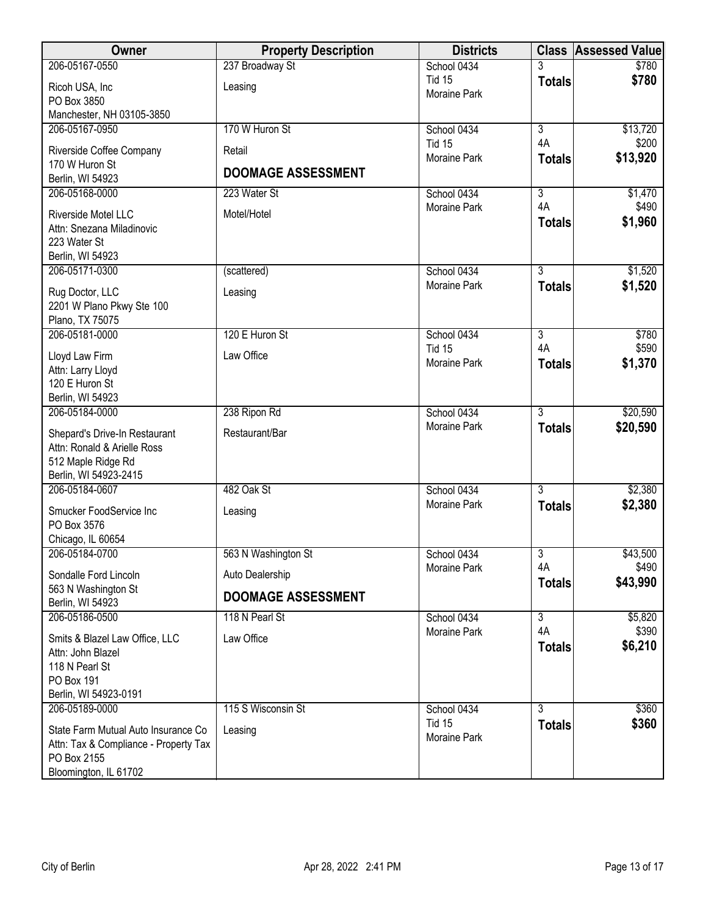| Owner | Property Description | Districts | Class | Assessed Value |
|---|---|---|---|---|
| 206-05167-0550<br>Ricoh USA, Inc<br>PO Box 3850<br>Manchester, NH 03105-3850 | 237 Broadway St<br>Leasing | School 0434<br>Tid 15<br>Moraine Park | 3<br>**Totals** | $780<br>**$780** |
| 206-05167-0950<br>Riverside Coffee Company<br>170 W Huron St<br>Berlin, WI 54923 | 170 W Huron St<br>Retail<br>**DOOMAGE ASSESSMENT** | School 0434<br>Tid 15<br>Moraine Park | 3<br>4A<br>**Totals** | $13,720<br>$200<br>**$13,920** |
| 206-05168-0000<br>Riverside Motel LLC<br>Attn: Snezana Miladinovic<br>223 Water St<br>Berlin, WI 54923 | 223 Water St<br>Motel/Hotel | School 0434<br>Moraine Park | 3<br>4A<br>**Totals** | $1,470<br>$490<br>**$1,960** |
| 206-05171-0300<br>Rug Doctor, LLC<br>2201 W Plano Pkwy Ste 100<br>Plano, TX 75075 | (scattered)<br>Leasing | School 0434<br>Moraine Park | 3<br>**Totals** | $1,520<br>**$1,520** |
| 206-05181-0000<br>Lloyd Law Firm<br>Attn: Larry Lloyd<br>120 E Huron St<br>Berlin, WI 54923 | 120 E Huron St<br>Law Office | School 0434<br>Tid 15<br>Moraine Park | 3<br>4A<br>**Totals** | $780<br>$590<br>**$1,370** |
| 206-05184-0000<br>Shepard's Drive-In Restaurant<br>Attn: Ronald & Arielle Ross<br>512 Maple Ridge Rd<br>Berlin, WI 54923-2415 | 238 Ripon Rd<br>Restaurant/Bar | School 0434<br>Moraine Park | 3<br>**Totals** | $20,590<br>**$20,590** |
| 206-05184-0607<br>Smucker FoodService Inc<br>PO Box 3576<br>Chicago, IL 60654 | 482 Oak St<br>Leasing | School 0434<br>Moraine Park | 3<br>**Totals** | $2,380<br>**$2,380** |
| 206-05184-0700<br>Sondalle Ford Lincoln<br>563 N Washington St<br>Berlin, WI 54923 | 563 N Washington St<br>Auto Dealership<br>**DOOMAGE ASSESSMENT** | School 0434<br>Moraine Park | 3<br>4A<br>**Totals** | $43,500<br>$490<br>**$43,990** |
| 206-05186-0500<br>Smits & Blazel Law Office, LLC<br>Attn: John Blazel<br>118 N Pearl St<br>PO Box 191<br>Berlin, WI 54923-0191 | 118 N Pearl St<br>Law Office | School 0434<br>Moraine Park | 3<br>4A<br>**Totals** | $5,820<br>$390<br>**$6,210** |
| 206-05189-0000<br>State Farm Mutual Auto Insurance Co<br>Attn: Tax & Compliance - Property Tax<br>PO Box 2155<br>Bloomington, IL 61702 | 115 S Wisconsin St<br>Leasing | School 0434<br>Tid 15<br>Moraine Park | 3<br>**Totals** | $360<br>**$360** |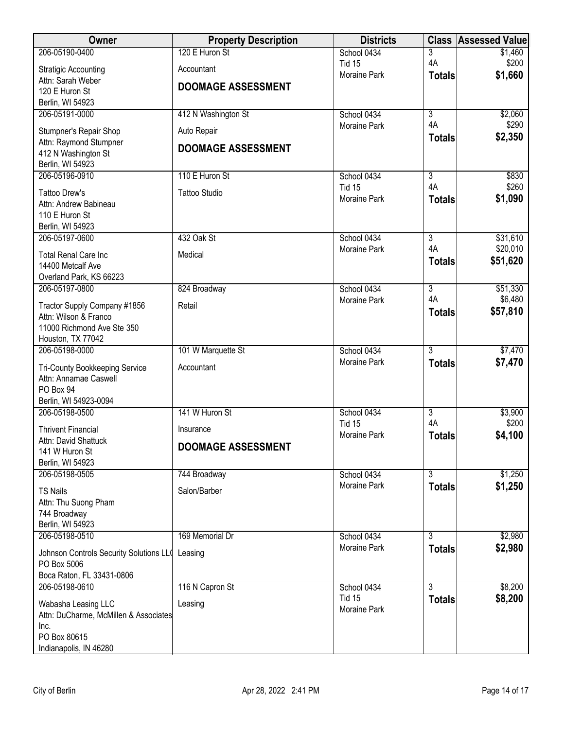| Owner | Property Description | Districts | Class | Assessed Value |
|---|---|---|---|---|
| 206-05190-0400<br>Stratigic Accounting<br>Attn: Sarah Weber<br>120 E Huron St<br>Berlin, WI 54923 | 120 E Huron St<br>Accountant<br>**DOOMAGE ASSESSMENT** | School 0434<br>Tid 15<br>Moraine Park | 3<br>4A<br>**Totals** | $1,460<br>$200<br>**$1,660** |
| 206-05191-0000<br>Stumpner's Repair Shop<br>Attn: Raymond Stumpner<br>412 N Washington St<br>Berlin, WI 54923 | 412 N Washington St<br>Auto Repair<br>**DOOMAGE ASSESSMENT** | School 0434<br>Moraine Park | 3<br>4A<br>**Totals** | $2,060<br>$290<br>**$2,350** |
| 206-05196-0910<br>Tattoo Drew's<br>Attn: Andrew Babineau<br>110 E Huron St<br>Berlin, WI 54923 | 110 E Huron St<br>Tattoo Studio | School 0434<br>Tid 15<br>Moraine Park | 3<br>4A<br>**Totals** | $830<br>$260<br>**$1,090** |
| 206-05197-0600<br>Total Renal Care Inc<br>14400 Metcalf Ave<br>Overland Park, KS 66223 | 432 Oak St<br>Medical | School 0434<br>Moraine Park | 3<br>4A<br>**Totals** | $31,610<br>$20,010<br>**$51,620** |
| 206-05197-0800<br>Tractor Supply Company #1856<br>Attn: Wilson & Franco<br>11000 Richmond Ave Ste 350<br>Houston, TX 77042 | 824 Broadway<br>Retail | School 0434<br>Moraine Park | 3<br>4A<br>**Totals** | $51,330<br>$6,480<br>**$57,810** |
| 206-05198-0000<br>Tri-County Bookkeeping Service<br>Attn: Annamae Caswell<br>PO Box 94<br>Berlin, WI 54923-0094 | 101 W Marquette St<br>Accountant | School 0434<br>Moraine Park | 3<br>**Totals** | $7,470<br>**$7,470** |
| 206-05198-0500<br>Thrivent Financial<br>Attn: David Shattuck<br>141 W Huron St<br>Berlin, WI 54923 | 141 W Huron St<br>Insurance<br>**DOOMAGE ASSESSMENT** | School 0434<br>Tid 15<br>Moraine Park | 3<br>4A<br>**Totals** | $3,900<br>$200<br>**$4,100** |
| 206-05198-0505<br>TS Nails<br>Attn: Thu Suong Pham<br>744 Broadway<br>Berlin, WI 54923 | 744 Broadway<br>Salon/Barber | School 0434<br>Moraine Park | 3<br>**Totals** | $1,250<br>**$1,250** |
| 206-05198-0510<br>Johnson Controls Security Solutions LLC<br>PO Box 5006<br>Boca Raton, FL 33431-0806 | 169 Memorial Dr<br>Leasing | School 0434<br>Moraine Park | 3<br>**Totals** | $2,980<br>**$2,980** |
| 206-05198-0610<br>Wabasha Leasing LLC<br>Attn: DuCharme, McMillen & Associates Inc.<br>PO Box 80615<br>Indianapolis, IN 46280 | 116 N Capron St<br>Leasing | School 0434<br>Tid 15<br>Moraine Park | 3<br>**Totals** | $8,200<br>**$8,200** |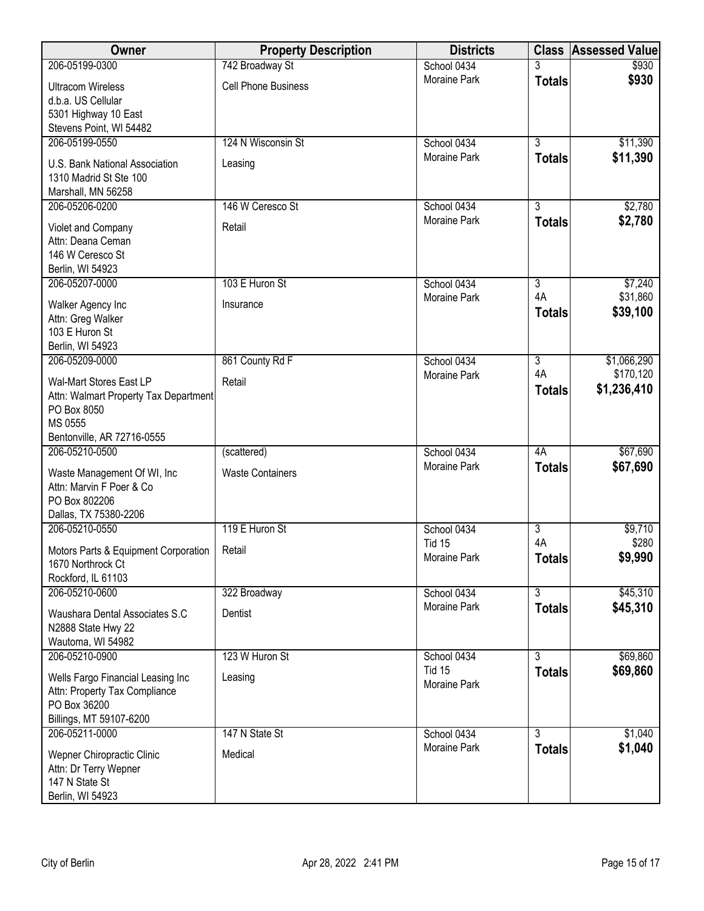| Owner | Property Description | Districts | Class | Assessed Value |
|---|---|---|---|---|
| 206-05199-0300<br>Ultracom Wireless<br>d.b.a. US Cellular<br>5301 Highway 10 East<br>Stevens Point, WI 54482 | 742 Broadway St<br>Cell Phone Business | School 0434<br>Moraine Park | 3<br>**Totals** | $930<br>**$930** |
| 206-05199-0550<br>U.S. Bank National Association<br>1310 Madrid St Ste 100<br>Marshall, MN 56258 | 124 N Wisconsin St<br>Leasing | School 0434<br>Moraine Park | 3<br>**Totals** | $11,390<br>**$11,390** |
| 206-05206-0200<br>Violet and Company<br>Attn: Deana Ceman<br>146 W Ceresco St<br>Berlin, WI 54923 | 146 W Ceresco St<br>Retail | School 0434<br>Moraine Park | 3<br>**Totals** | $2,780<br>**$2,780** |
| 206-05207-0000<br>Walker Agency Inc<br>Attn: Greg Walker<br>103 E Huron St<br>Berlin, WI 54923 | 103 E Huron St<br>Insurance | School 0434<br>Moraine Park | 3<br>4A<br>**Totals** | $7,240<br>$31,860<br>**$39,100** |
| 206-05209-0000<br>Wal-Mart Stores East LP<br>Attn: Walmart Property Tax Department<br>PO Box 8050<br>MS 0555<br>Bentonville, AR 72716-0555 | 861 County Rd F<br>Retail | School 0434<br>Moraine Park | 3<br>4A<br>**Totals** | $1,066,290<br>$170,120<br>**$1,236,410** |
| 206-05210-0500<br>Waste Management Of WI, Inc<br>Attn: Marvin F Poer & Co<br>PO Box 802206<br>Dallas, TX 75380-2206 | (scattered)<br>Waste Containers | School 0434<br>Moraine Park | 4A<br>**Totals** | $67,690<br>**$67,690** |
| 206-05210-0550<br>Motors Parts & Equipment Corporation<br>1670 Northrock Ct<br>Rockford, IL 61103 | 119 E Huron St<br>Retail | School 0434<br>Tid 15<br>Moraine Park | 3<br>4A<br>**Totals** | $9,710<br>$280<br>**$9,990** |
| 206-05210-0600<br>Waushara Dental Associates S.C<br>N2888 State Hwy 22<br>Wautoma, WI 54982 | 322 Broadway<br>Dentist | School 0434<br>Moraine Park | 3<br>**Totals** | $45,310<br>**$45,310** |
| 206-05210-0900<br>Wells Fargo Financial Leasing Inc<br>Attn: Property Tax Compliance<br>PO Box 36200<br>Billings, MT 59107-6200 | 123 W Huron St<br>Leasing | School 0434<br>Tid 15<br>Moraine Park | 3<br>**Totals** | $69,860<br>**$69,860** |
| 206-05211-0000<br>Wepner Chiropractic Clinic<br>Attn: Dr Terry Wepner<br>147 N State St<br>Berlin, WI 54923 | 147 N State St<br>Medical | School 0434<br>Moraine Park | 3<br>**Totals** | $1,040<br>**$1,040** |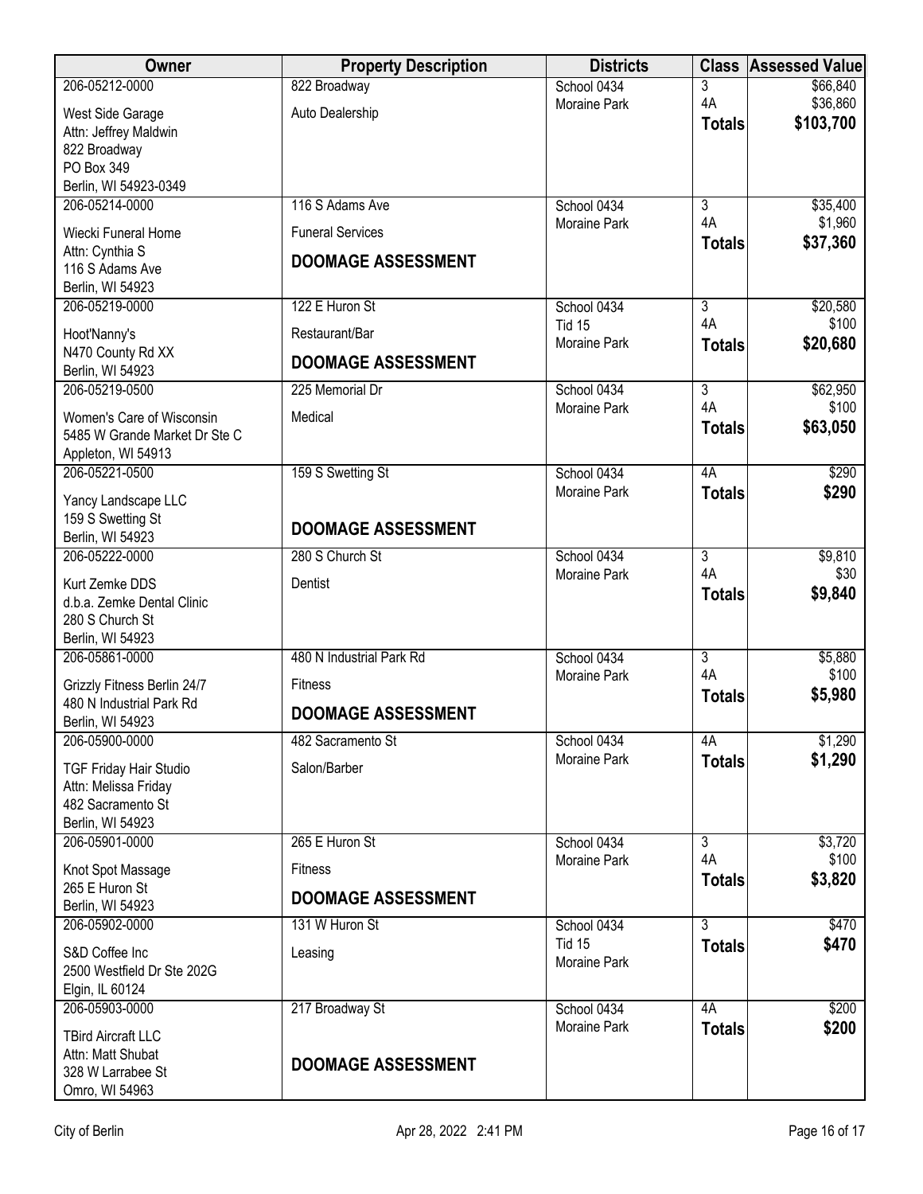| Owner | Property Description | Districts | Class | Assessed Value |
|---|---|---|---|---|
| 206-05212-0000<br>West Side Garage<br>Attn: Jeffrey Maldwin<br>822 Broadway<br>PO Box 349<br>Berlin, WI 54923-0349 | 822 Broadway<br>Auto Dealership | School 0434<br>Moraine Park | 3<br>4A<br>**Totals** | $66,840<br>$36,860<br>**$103,700** |
| 206-05214-0000<br>Wiecki Funeral Home<br>Attn: Cynthia S<br>116 S Adams Ave<br>Berlin, WI 54923 | 116 S Adams Ave<br>Funeral Services<br>**DOOMAGE ASSESSMENT** | School 0434<br>Moraine Park | 3<br>4A<br>**Totals** | $35,400<br>$1,960<br>**$37,360** |
| 206-05219-0000<br>Hoot'Nanny's<br>N470 County Rd XX<br>Berlin, WI 54923 | 122 E Huron St<br>Restaurant/Bar<br>**DOOMAGE ASSESSMENT** | School 0434<br>Tid 15<br>Moraine Park | 3<br>4A<br>**Totals** | $20,580<br>$100<br>**$20,680** |
| 206-05219-0500<br>Women's Care of Wisconsin<br>5485 W Grande Market Dr Ste C<br>Appleton, WI 54913 | 225 Memorial Dr<br>Medical | School 0434<br>Moraine Park | 3<br>4A<br>**Totals** | $62,950<br>$100<br>**$63,050** |
| 206-05221-0500<br>Yancy Landscape LLC<br>159 S Swetting St<br>Berlin, WI 54923 | 159 S Swetting St<br>**DOOMAGE ASSESSMENT** | School 0434<br>Moraine Park | 4A<br>**Totals** | $290<br>**$290** |
| 206-05222-0000<br>Kurt Zemke DDS<br>d.b.a. Zemke Dental Clinic<br>280 S Church St<br>Berlin, WI 54923 | 280 S Church St<br>Dentist | School 0434<br>Moraine Park | 3<br>4A<br>**Totals** | $9,810<br>$30<br>**$9,840** |
| 206-05861-0000<br>Grizzly Fitness Berlin 24/7<br>480 N Industrial Park Rd<br>Berlin, WI 54923 | 480 N Industrial Park Rd<br>Fitness<br>**DOOMAGE ASSESSMENT** | School 0434<br>Moraine Park | 3<br>4A<br>**Totals** | $5,880<br>$100<br>**$5,980** |
| 206-05900-0000<br>TGF Friday Hair Studio<br>Attn: Melissa Friday<br>482 Sacramento St<br>Berlin, WI 54923 | 482 Sacramento St<br>Salon/Barber | School 0434<br>Moraine Park | 4A<br>**Totals** | $1,290<br>**$1,290** |
| 206-05901-0000<br>Knot Spot Massage<br>265 E Huron St<br>Berlin, WI 54923 | 265 E Huron St<br>Fitness<br>**DOOMAGE ASSESSMENT** | School 0434<br>Moraine Park | 3<br>4A<br>**Totals** | $3,720<br>$100<br>**$3,820** |
| 206-05902-0000<br>S&D Coffee Inc<br>2500 Westfield Dr Ste 202G<br>Elgin, IL 60124 | 131 W Huron St<br>Leasing | School 0434<br>Tid 15<br>Moraine Park | 3<br>**Totals** | $470<br>**$470** |
| 206-05903-0000<br>TBird Aircraft LLC<br>Attn: Matt Shubat<br>328 W Larrabee St<br>Omro, WI 54963 | 217 Broadway St<br>**DOOMAGE ASSESSMENT** | School 0434<br>Moraine Park | 4A<br>**Totals** | $200<br>**$200** |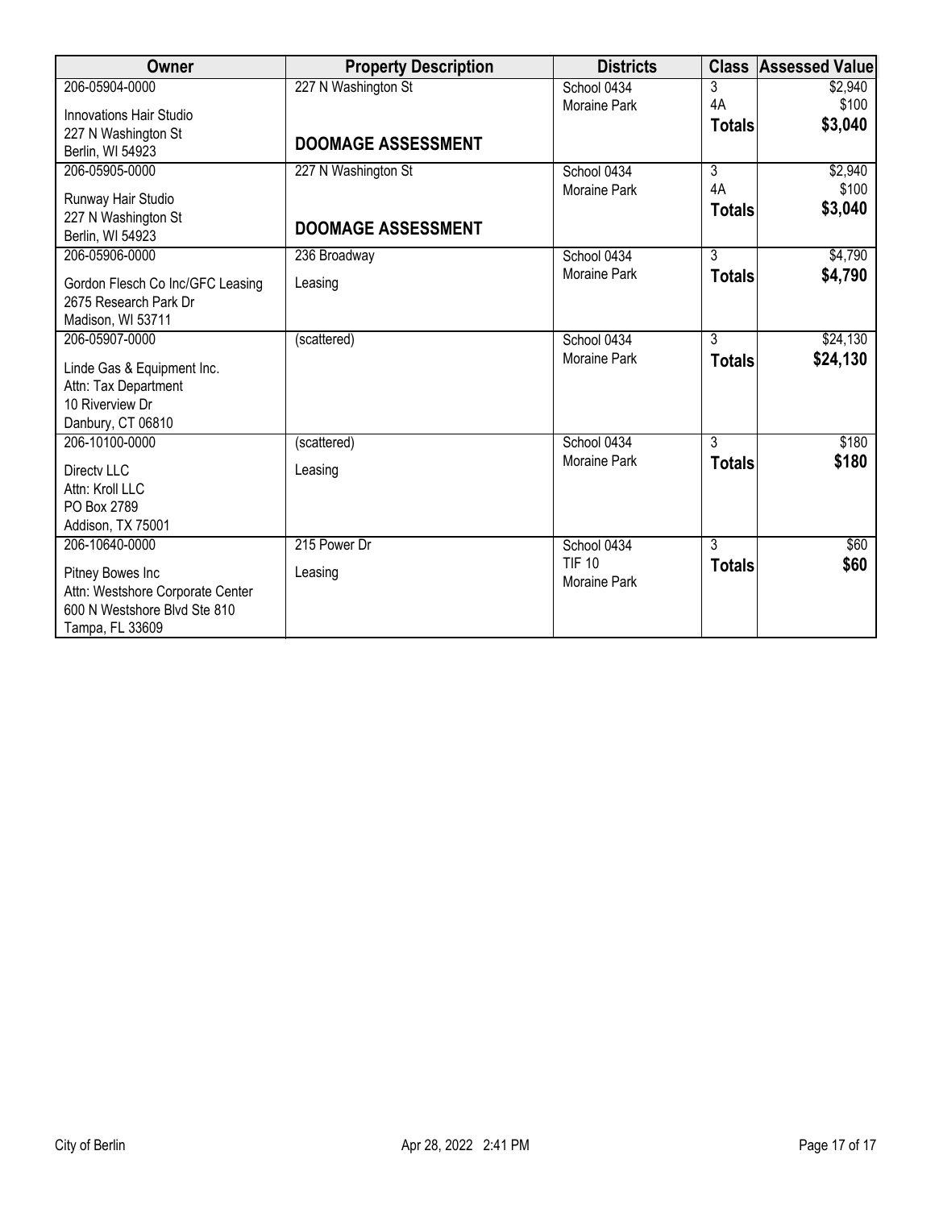| Owner | Property Description | Districts | Class | Assessed Value |
|---|---|---|---|---|
| 206-05904-0000<br>Innovations Hair Studio<br>227 N Washington St<br>Berlin, WI 54923 | 227 N Washington St<br>**DOOMAGE ASSESSMENT** | School 0434<br>Moraine Park | 3<br>4A<br>**Totals** | $2,940<br>$100<br>**$3,040** |
| 206-05905-0000<br>Runway Hair Studio<br>227 N Washington St<br>Berlin, WI 54923 | 227 N Washington St<br>**DOOMAGE ASSESSMENT** | School 0434<br>Moraine Park | 3<br>4A<br>**Totals** | $2,940<br>$100<br>**$3,040** |
| 206-05906-0000<br>Gordon Flesch Co Inc/GFC Leasing<br>2675 Research Park Dr<br>Madison, WI 53711 | 236 Broadway<br>Leasing | School 0434<br>Moraine Park | 3<br>**Totals** | $4,790<br>**$4,790** |
| 206-05907-0000<br>Linde Gas & Equipment Inc.<br>Attn: Tax Department<br>10 Riverview Dr<br>Danbury, CT 06810 | (scattered) | School 0434<br>Moraine Park | 3<br>**Totals** | $24,130<br>**$24,130** |
| 206-10100-0000<br>Directv LLC<br>Attn: Kroll LLC<br>PO Box 2789<br>Addison, TX 75001 | (scattered)<br>Leasing | School 0434<br>Moraine Park | 3<br>**Totals** | $180<br>**$180** |
| 206-10640-0000<br>Pitney Bowes Inc<br>Attn: Westshore Corporate Center<br>600 N Westshore Blvd Ste 810<br>Tampa, FL 33609 | 215 Power Dr<br>Leasing | School 0434<br>TIF 10<br>Moraine Park | 3<br>**Totals** | $60<br>**$60** |

City of Berlin

Apr 28, 2022 2:41 PM